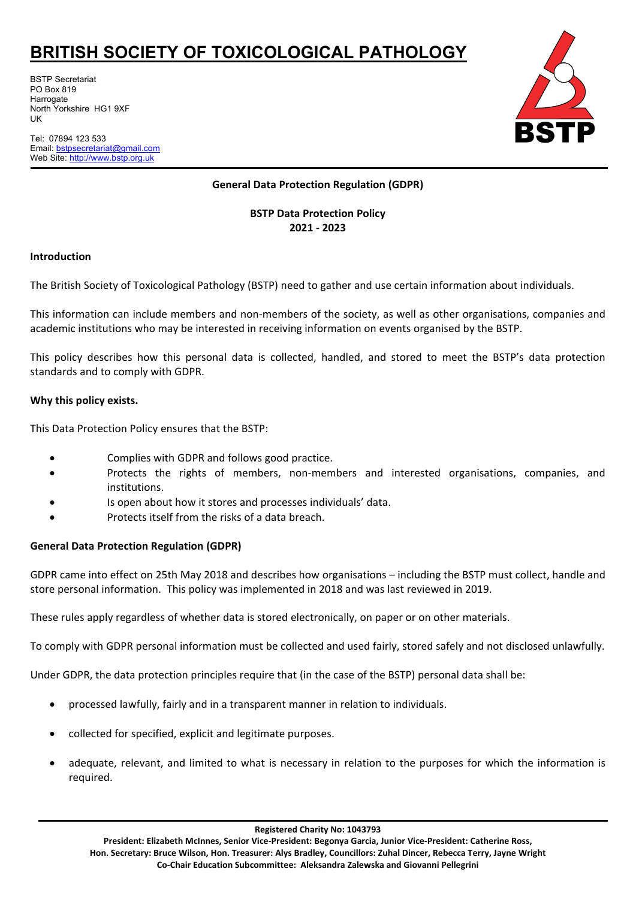# BRITISH SOCIETY OF TOXICOLOGICAL PATHOLOGY

BSTP Secretariat
PO Box 819
Harrogate
North Yorkshire HG1 9XF
UK

Tel: 07894 123 533
Email: bstpsecretariat@gmail.com
Web Site: http://www.bstp.org.uk

**General Data Protection Regulation (GDPR)**

**BSTP Data Protection Policy**
**2021 - 2023**

## Introduction

The British Society of Toxicological Pathology (BSTP) need to gather and use certain information about individuals.

This information can include members and non-members of the society, as well as other organisations, companies and academic institutions who may be interested in receiving information on events organised by the BSTP.

This policy describes how this personal data is collected, handled, and stored to meet the BSTP's data protection standards and to comply with GDPR.

## Why this policy exists.

This Data Protection Policy ensures that the BSTP:

- Complies with GDPR and follows good practice.
- Protects the rights of members, non-members and interested organisations, companies, and institutions.
- Is open about how it stores and processes individuals' data.
- Protects itself from the risks of a data breach.

## General Data Protection Regulation (GDPR)

GDPR came into effect on 25th May 2018 and describes how organisations – including the BSTP must collect, handle and store personal information. This policy was implemented in 2018 and was last reviewed in 2019.

These rules apply regardless of whether data is stored electronically, on paper or on other materials.

To comply with GDPR personal information must be collected and used fairly, stored safely and not disclosed unlawfully.

Under GDPR, the data protection principles require that (in the case of the BSTP) personal data shall be:

- processed lawfully, fairly and in a transparent manner in relation to individuals.
- collected for specified, explicit and legitimate purposes.
- adequate, relevant, and limited to what is necessary in relation to the purposes for which the information is required.

**Registered Charity No: 1043793**
**President: Elizabeth McInnes, Senior Vice-President: Begonya Garcia, Junior Vice-President: Catherine Ross, Hon. Secretary: Bruce Wilson, Hon. Treasurer: Alys Bradley, Councillors: Zuhal Dincer, Rebecca Terry, Jayne Wright**
**Co-Chair Education Subcommittee: Aleksandra Zalewska and Giovanni Pellegrini**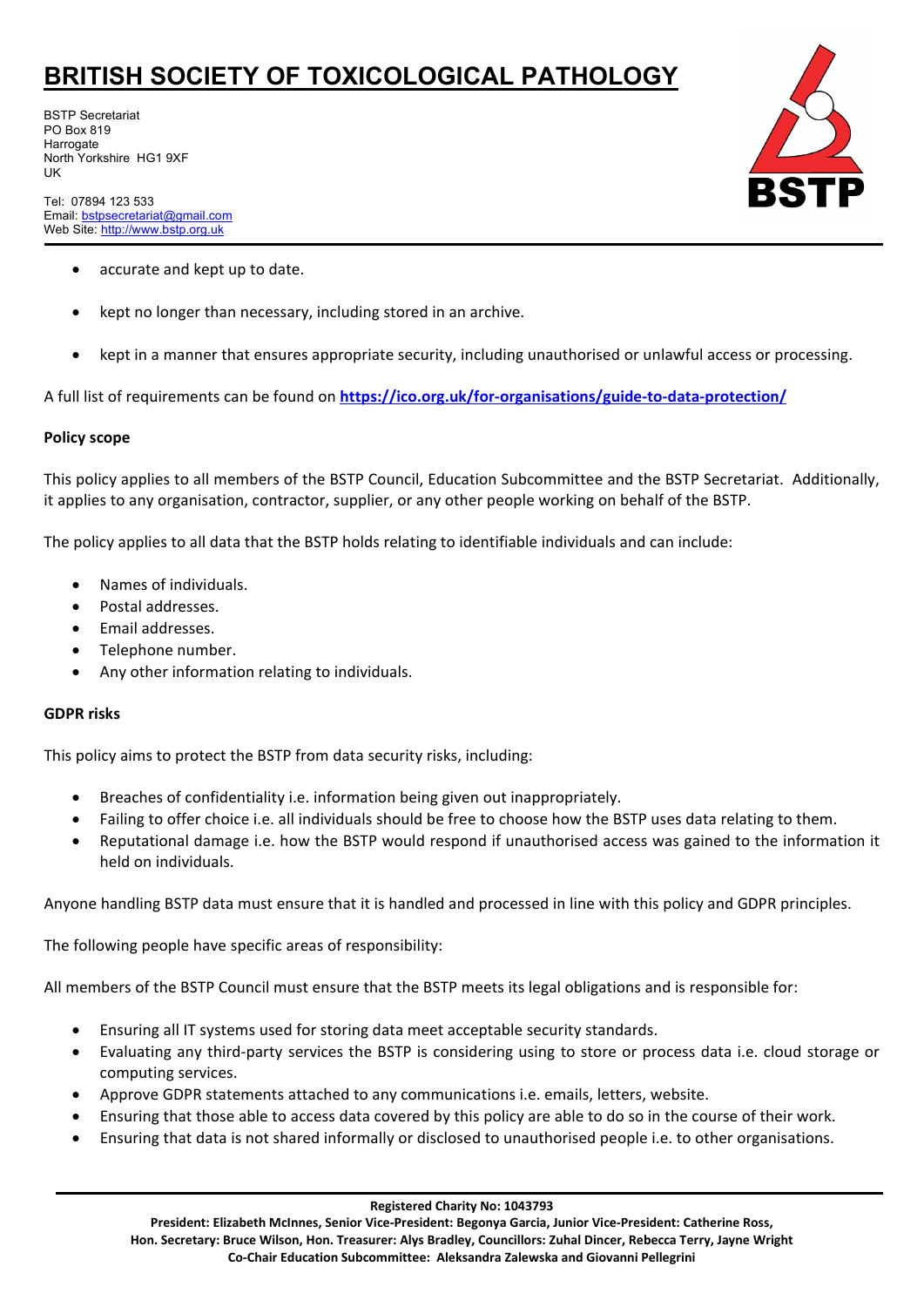- accurate and kept up to date.
- kept no longer than necessary, including stored in an archive.
- kept in a manner that ensures appropriate security, including unauthorised or unlawful access or processing.

A full list of requirements can be found on **https://ico.org.uk/for-organisations/guide-to-data-protection/**

**Policy scope**

This policy applies to all members of the BSTP Council, Education Subcommittee and the BSTP Secretariat. Additionally, it applies to any organisation, contractor, supplier, or any other people working on behalf of the BSTP.

The policy applies to all data that the BSTP holds relating to identifiable individuals and can include:

- Names of individuals.
- Postal addresses.
- Email addresses.
- Telephone number.
- Any other information relating to individuals.

**GDPR risks**

This policy aims to protect the BSTP from data security risks, including:

- Breaches of confidentiality i.e. information being given out inappropriately.
- Failing to offer choice i.e. all individuals should be free to choose how the BSTP uses data relating to them.
- Reputational damage i.e. how the BSTP would respond if unauthorised access was gained to the information it held on individuals.

Anyone handling BSTP data must ensure that it is handled and processed in line with this policy and GDPR principles.

The following people have specific areas of responsibility:

All members of the BSTP Council must ensure that the BSTP meets its legal obligations and is responsible for:

- Ensuring all IT systems used for storing data meet acceptable security standards.
- Evaluating any third-party services the BSTP is considering using to store or process data i.e. cloud storage or computing services.
- Approve GDPR statements attached to any communications i.e. emails, letters, website.
- Ensuring that those able to access data covered by this policy are able to do so in the course of their work.
- Ensuring that data is not shared informally or disclosed to unauthorised people i.e. to other organisations.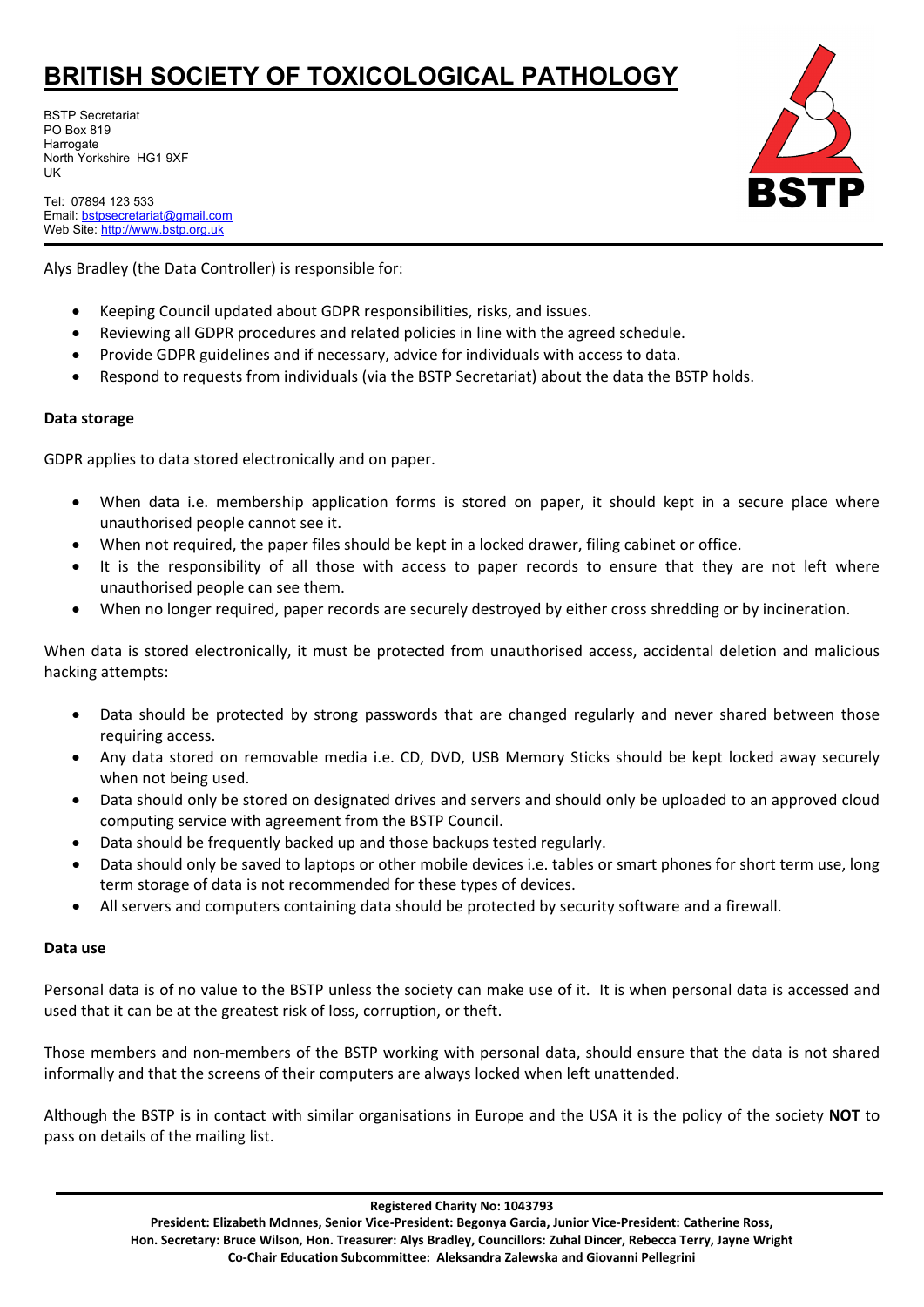Alys Bradley (the Data Controller) is responsible for:

- Keeping Council updated about GDPR responsibilities, risks, and issues.
- Reviewing all GDPR procedures and related policies in line with the agreed schedule.
- Provide GDPR guidelines and if necessary, advice for individuals with access to data.
- Respond to requests from individuals (via the BSTP Secretariat) about the data the BSTP holds.

**Data storage**

GDPR applies to data stored electronically and on paper.

- When data i.e. membership application forms is stored on paper, it should kept in a secure place where unauthorised people cannot see it.
- When not required, the paper files should be kept in a locked drawer, filing cabinet or office.
- It is the responsibility of all those with access to paper records to ensure that they are not left where unauthorised people can see them.
- When no longer required, paper records are securely destroyed by either cross shredding or by incineration.

When data is stored electronically, it must be protected from unauthorised access, accidental deletion and malicious hacking attempts:

- Data should be protected by strong passwords that are changed regularly and never shared between those requiring access.
- Any data stored on removable media i.e. CD, DVD, USB Memory Sticks should be kept locked away securely when not being used.
- Data should only be stored on designated drives and servers and should only be uploaded to an approved cloud computing service with agreement from the BSTP Council.
- Data should be frequently backed up and those backups tested regularly.
- Data should only be saved to laptops or other mobile devices i.e. tables or smart phones for short term use, long term storage of data is not recommended for these types of devices.
- All servers and computers containing data should be protected by security software and a firewall.

**Data use**

Personal data is of no value to the BSTP unless the society can make use of it. It is when personal data is accessed and used that it can be at the greatest risk of loss, corruption, or theft.

Those members and non-members of the BSTP working with personal data, should ensure that the data is not shared informally and that the screens of their computers are always locked when left unattended.

Although the BSTP is in contact with similar organisations in Europe and the USA it is the policy of the society **NOT** to pass on details of the mailing list.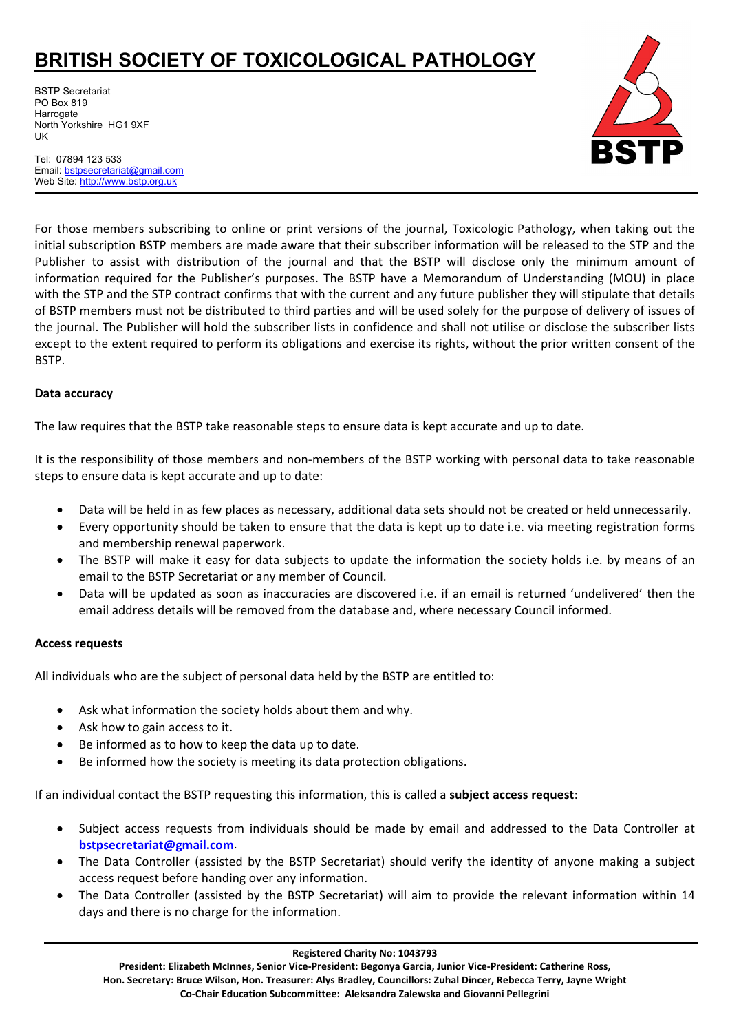For those members subscribing to online or print versions of the journal, Toxicologic Pathology, when taking out the initial subscription BSTP members are made aware that their subscriber information will be released to the STP and the Publisher to assist with distribution of the journal and that the BSTP will disclose only the minimum amount of information required for the Publisher's purposes. The BSTP have a Memorandum of Understanding (MOU) in place with the STP and the STP contract confirms that with the current and any future publisher they will stipulate that details of BSTP members must not be distributed to third parties and will be used solely for the purpose of delivery of issues of the journal. The Publisher will hold the subscriber lists in confidence and shall not utilise or disclose the subscriber lists except to the extent required to perform its obligations and exercise its rights, without the prior written consent of the BSTP.

**Data accuracy**

The law requires that the BSTP take reasonable steps to ensure data is kept accurate and up to date.

It is the responsibility of those members and non-members of the BSTP working with personal data to take reasonable steps to ensure data is kept accurate and up to date:

- Data will be held in as few places as necessary, additional data sets should not be created or held unnecessarily.
- Every opportunity should be taken to ensure that the data is kept up to date i.e. via meeting registration forms and membership renewal paperwork.
- The BSTP will make it easy for data subjects to update the information the society holds i.e. by means of an email to the BSTP Secretariat or any member of Council.
- Data will be updated as soon as inaccuracies are discovered i.e. if an email is returned 'undelivered' then the email address details will be removed from the database and, where necessary Council informed.

**Access requests**

All individuals who are the subject of personal data held by the BSTP are entitled to:

- Ask what information the society holds about them and why.
- Ask how to gain access to it.
- Be informed as to how to keep the data up to date.
- Be informed how the society is meeting its data protection obligations.

If an individual contact the BSTP requesting this information, this is called a **subject access request**:

- Subject access requests from individuals should be made by email and addressed to the Data Controller at **bstpsecretariat@gmail.com**.
- The Data Controller (assisted by the BSTP Secretariat) should verify the identity of anyone making a subject access request before handing over any information.
- The Data Controller (assisted by the BSTP Secretariat) will aim to provide the relevant information within 14 days and there is no charge for the information.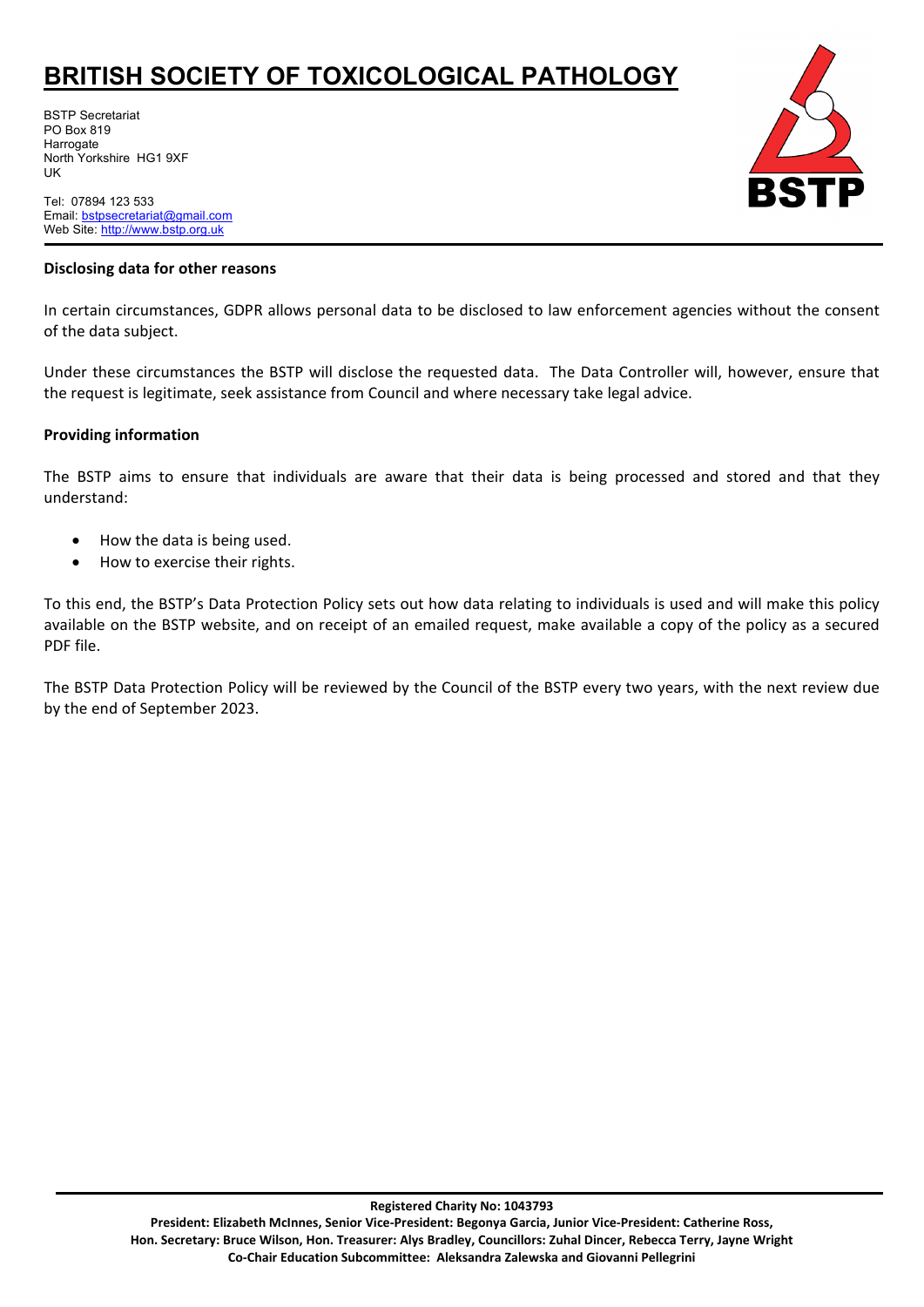## Disclosing data for other reasons

In certain circumstances, GDPR allows personal data to be disclosed to law enforcement agencies without the consent of the data subject.

Under these circumstances the BSTP will disclose the requested data. The Data Controller will, however, ensure that the request is legitimate, seek assistance from Council and where necessary take legal advice.

## Providing information

The BSTP aims to ensure that individuals are aware that their data is being processed and stored and that they understand:

- How the data is being used.
- How to exercise their rights.

To this end, the BSTP's Data Protection Policy sets out how data relating to individuals is used and will make this policy available on the BSTP website, and on receipt of an emailed request, make available a copy of the policy as a secured PDF file.

The BSTP Data Protection Policy will be reviewed by the Council of the BSTP every two years, with the next review due by the end of September 2023.